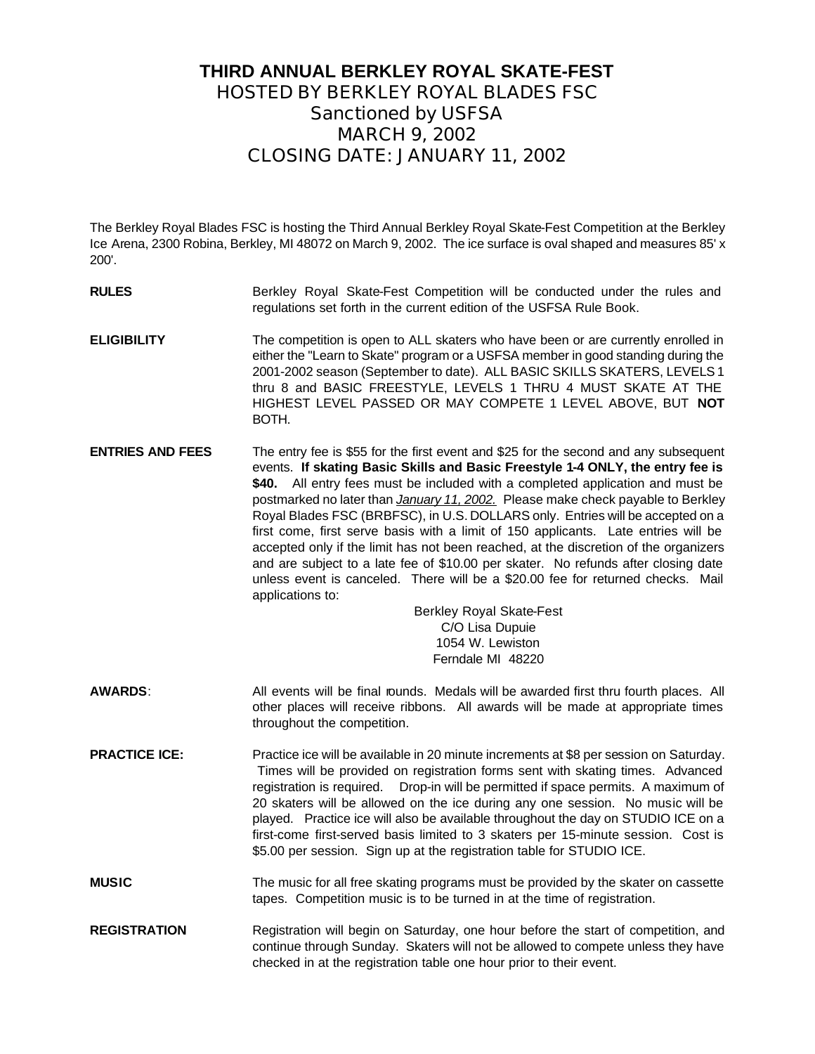# THIRD ANNUAL BERKLEY ROYAL SKATE-FEST

## HOSTED BY BERKLEY ROYAL BLADES FSC
## Sanctioned by USFSA
## MARCH 9, 2002
## CLOSING DATE: JANUARY 11, 2002

The Berkley Royal Blades FSC is hosting the Third Annual Berkley Royal Skate-Fest Competition at the Berkley Ice Arena, 2300 Robina, Berkley, MI 48072 on March 9, 2002. The ice surface is oval shaped and measures 85' x 200'.

**RULES**
Berkley Royal Skate-Fest Competition will be conducted under the rules and regulations set forth in the current edition of the USFSA Rule Book.

**ELIGIBILITY**
The competition is open to ALL skaters who have been or are currently enrolled in either the "Learn to Skate" program or a USFSA member in good standing during the 2001-2002 season (September to date). ALL BASIC SKILLS SKATERS, LEVELS 1 thru 8 and BASIC FREESTYLE, LEVELS 1 THRU 4 MUST SKATE AT THE HIGHEST LEVEL PASSED OR MAY COMPETE 1 LEVEL ABOVE, BUT **NOT** BOTH.

**ENTRIES AND FEES**
The entry fee is $55 for the first event and $25 for the second and any subsequent events. **If skating Basic Skills and Basic Freestyle 1-4 ONLY, the entry fee is $40.** All entry fees must be included with a completed application and must be postmarked no later than *January 11, 2002.* Please make check payable to Berkley Royal Blades FSC (BRBFSC), in U.S. DOLLARS only. Entries will be accepted on a first come, first serve basis with a limit of 150 applicants. Late entries will be accepted only if the limit has not been reached, at the discretion of the organizers and are subject to a late fee of $10.00 per skater. No refunds after closing date unless event is canceled. There will be a $20.00 fee for returned checks. Mail applications to:

Berkley Royal Skate-Fest
C/O Lisa Dupuie
1054 W. Lewiston
Ferndale MI 48220

**AWARDS**:
All events will be final rounds. Medals will be awarded first thru fourth places. All other places will receive ribbons. All awards will be made at appropriate times throughout the competition.

**PRACTICE ICE:**
Practice ice will be available in 20 minute increments at $8 per session on Saturday. Times will be provided on registration forms sent with skating times. Advanced registration is required. Drop-in will be permitted if space permits. A maximum of 20 skaters will be allowed on the ice during any one session. No music will be played. Practice ice will also be available throughout the day on STUDIO ICE on a first-come first-served basis limited to 3 skaters per 15-minute session. Cost is $5.00 per session. Sign up at the registration table for STUDIO ICE.

**MUSIC**
The music for all free skating programs must be provided by the skater on cassette tapes. Competition music is to be turned in at the time of registration.

**REGISTRATION**
Registration will begin on Saturday, one hour before the start of competition, and continue through Sunday. Skaters will not be allowed to compete unless they have checked in at the registration table one hour prior to their event.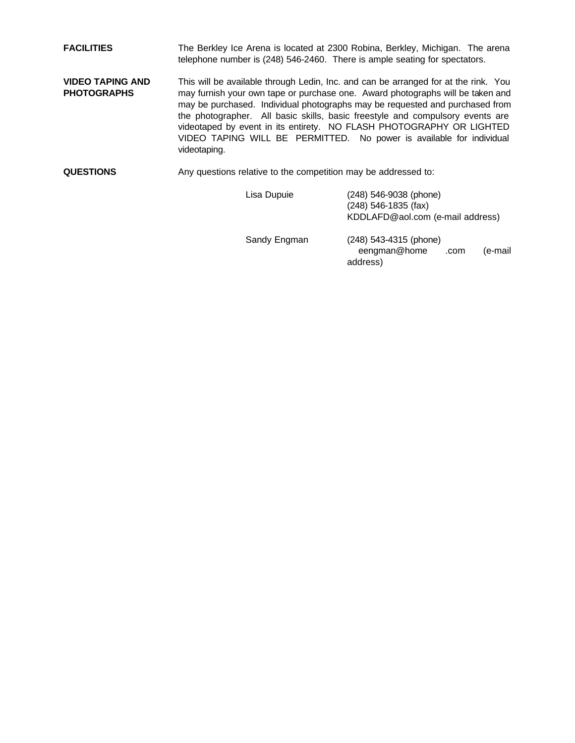**FACILITIES**

The Berkley Ice Arena is located at 2300 Robina, Berkley, Michigan. The arena telephone number is (248) 546-2460. There is ample seating for spectators.

**VIDEO TAPING AND PHOTOGRAPHS**

This will be available through Ledin, Inc. and can be arranged for at the rink. You may furnish your own tape or purchase one. Award photographs will be taken and may be purchased. Individual photographs may be requested and purchased from the photographer. All basic skills, basic freestyle and compulsory events are videotaped by event in its entirety. NO FLASH PHOTOGRAPHY OR LIGHTED VIDEO TAPING WILL BE PERMITTED. No power is available for individual videotaping.

**QUESTIONS**

Any questions relative to the competition may be addressed to:

Lisa Dupuie
(248) 546-9038 (phone)
(248) 546-1835 (fax)
KDDLAFD@aol.com (e-mail address)

Sandy Engman
(248) 543-4315 (phone)
eengman@home .com (e-mail address)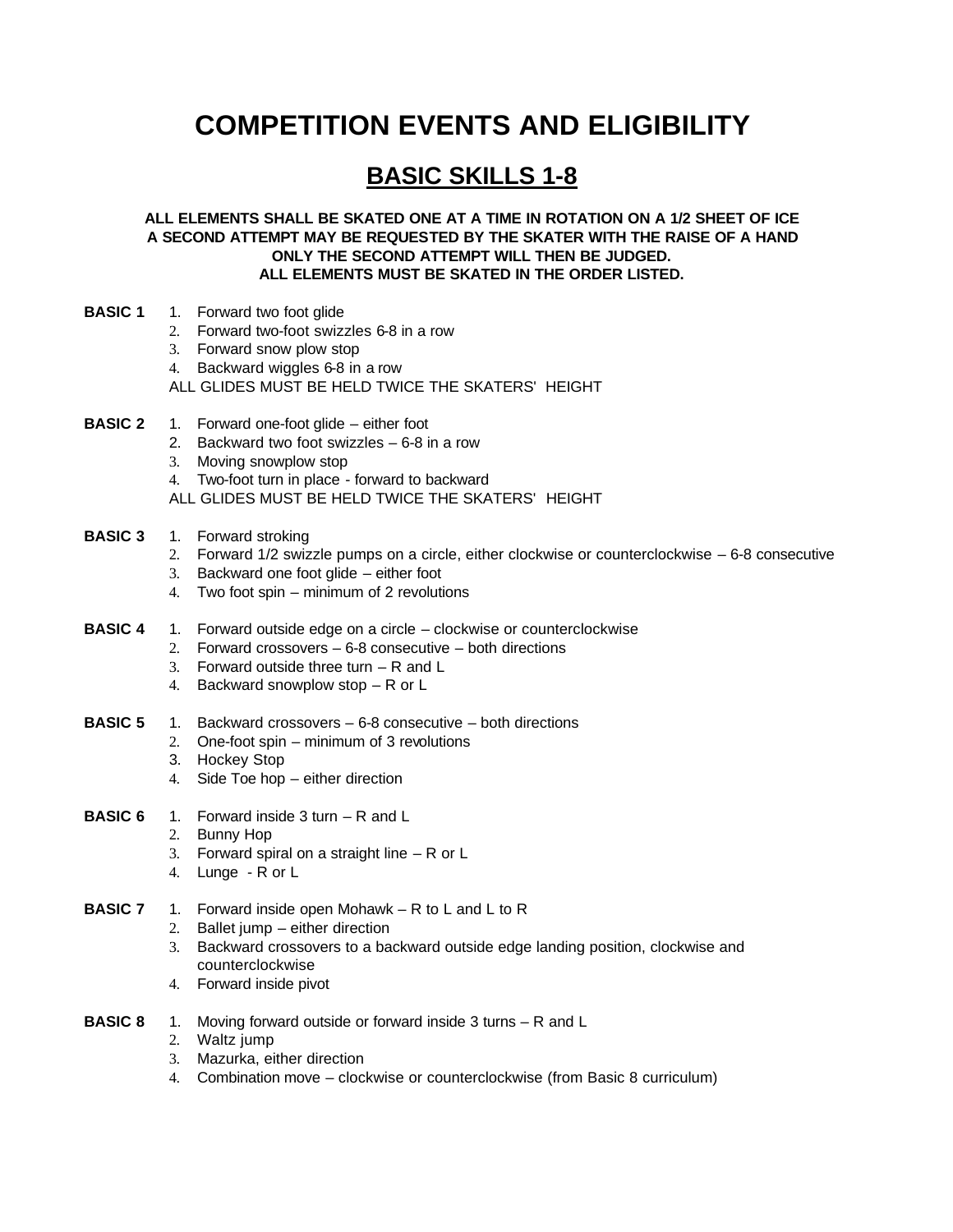# COMPETITION EVENTS AND ELIGIBILITY

## BASIC SKILLS 1-8

**ALL ELEMENTS SHALL BE SKATED ONE AT A TIME IN ROTATION ON A 1/2 SHEET OF ICE**
**A SECOND ATTEMPT MAY BE REQUESTED BY THE SKATER WITH THE RAISE OF A HAND**
**ONLY THE SECOND ATTEMPT WILL THEN BE JUDGED.**
**ALL ELEMENTS MUST BE SKATED IN THE ORDER LISTED.**

**BASIC 1**

1. Forward two foot glide
2. Forward two-foot swizzles 6-8 in a row
3. Forward snow plow stop
4. Backward wiggles 6-8 in a row

ALL GLIDES MUST BE HELD TWICE THE SKATERS' HEIGHT

**BASIC 2**

1. Forward one-foot glide – either foot
2. Backward two foot swizzles – 6-8 in a row
3. Moving snowplow stop
4. Two-foot turn in place - forward to backward

ALL GLIDES MUST BE HELD TWICE THE SKATERS' HEIGHT

**BASIC 3**

1. Forward stroking
2. Forward 1/2 swizzle pumps on a circle, either clockwise or counterclockwise – 6-8 consecutive
3. Backward one foot glide – either foot
4. Two foot spin – minimum of 2 revolutions

**BASIC 4**

1. Forward outside edge on a circle – clockwise or counterclockwise
2. Forward crossovers – 6-8 consecutive – both directions
3. Forward outside three turn – R and L
4. Backward snowplow stop – R or L

**BASIC 5**

1. Backward crossovers – 6-8 consecutive – both directions
2. One-foot spin – minimum of 3 revolutions
3. Hockey Stop
4. Side Toe hop – either direction

**BASIC 6**

1. Forward inside 3 turn – R and L
2. Bunny Hop
3. Forward spiral on a straight line – R or L
4. Lunge - R or L

**BASIC 7**

1. Forward inside open Mohawk – R to L and L to R
2. Ballet jump – either direction
3. Backward crossovers to a backward outside edge landing position, clockwise and counterclockwise
4. Forward inside pivot

**BASIC 8**

1. Moving forward outside or forward inside 3 turns – R and L
2. Waltz jump
3. Mazurka, either direction
4. Combination move – clockwise or counterclockwise (from Basic 8 curriculum)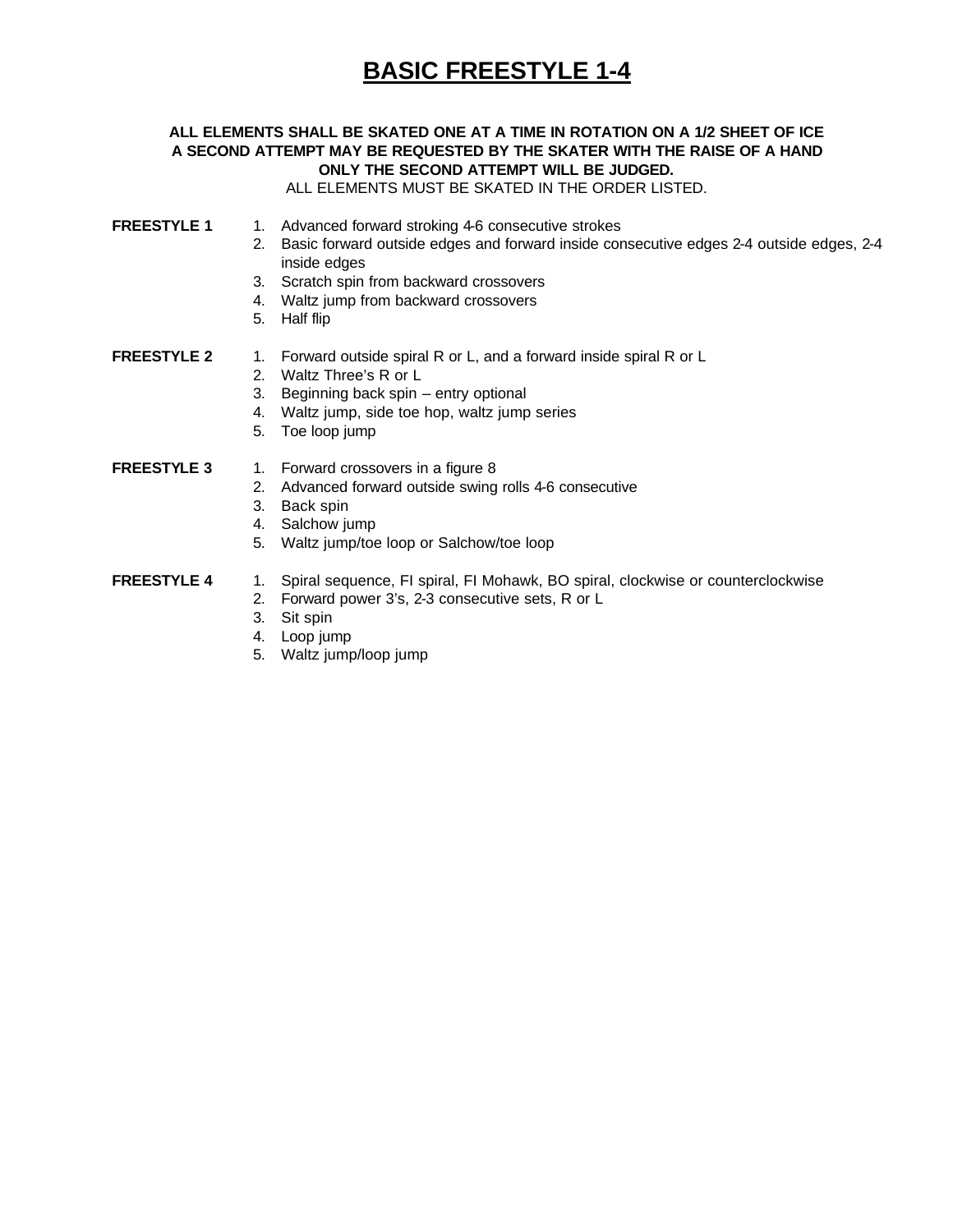# BASIC FREESTYLE 1-4

**ALL ELEMENTS SHALL BE SKATED ONE AT A TIME IN ROTATION ON A 1/2 SHEET OF ICE**
**A SECOND ATTEMPT MAY BE REQUESTED BY THE SKATER WITH THE RAISE OF A HAND**
**ONLY THE SECOND ATTEMPT WILL BE JUDGED.**
ALL ELEMENTS MUST BE SKATED IN THE ORDER LISTED.

**FREESTYLE 1**

1. Advanced forward stroking 4-6 consecutive strokes
2. Basic forward outside edges and forward inside consecutive edges 2-4 outside edges, 2-4 inside edges
3. Scratch spin from backward crossovers
4. Waltz jump from backward crossovers
5. Half flip

**FREESTYLE 2**

1. Forward outside spiral R or L, and a forward inside spiral R or L
2. Waltz Three's R or L
3. Beginning back spin – entry optional
4. Waltz jump, side toe hop, waltz jump series
5. Toe loop jump

**FREESTYLE 3**

1. Forward crossovers in a figure 8
2. Advanced forward outside swing rolls 4-6 consecutive
3. Back spin
4. Salchow jump
5. Waltz jump/toe loop or Salchow/toe loop

**FREESTYLE 4**

1. Spiral sequence, FI spiral, FI Mohawk, BO spiral, clockwise or counterclockwise
2. Forward power 3's, 2-3 consecutive sets, R or L
3. Sit spin
4. Loop jump
5. Waltz jump/loop jump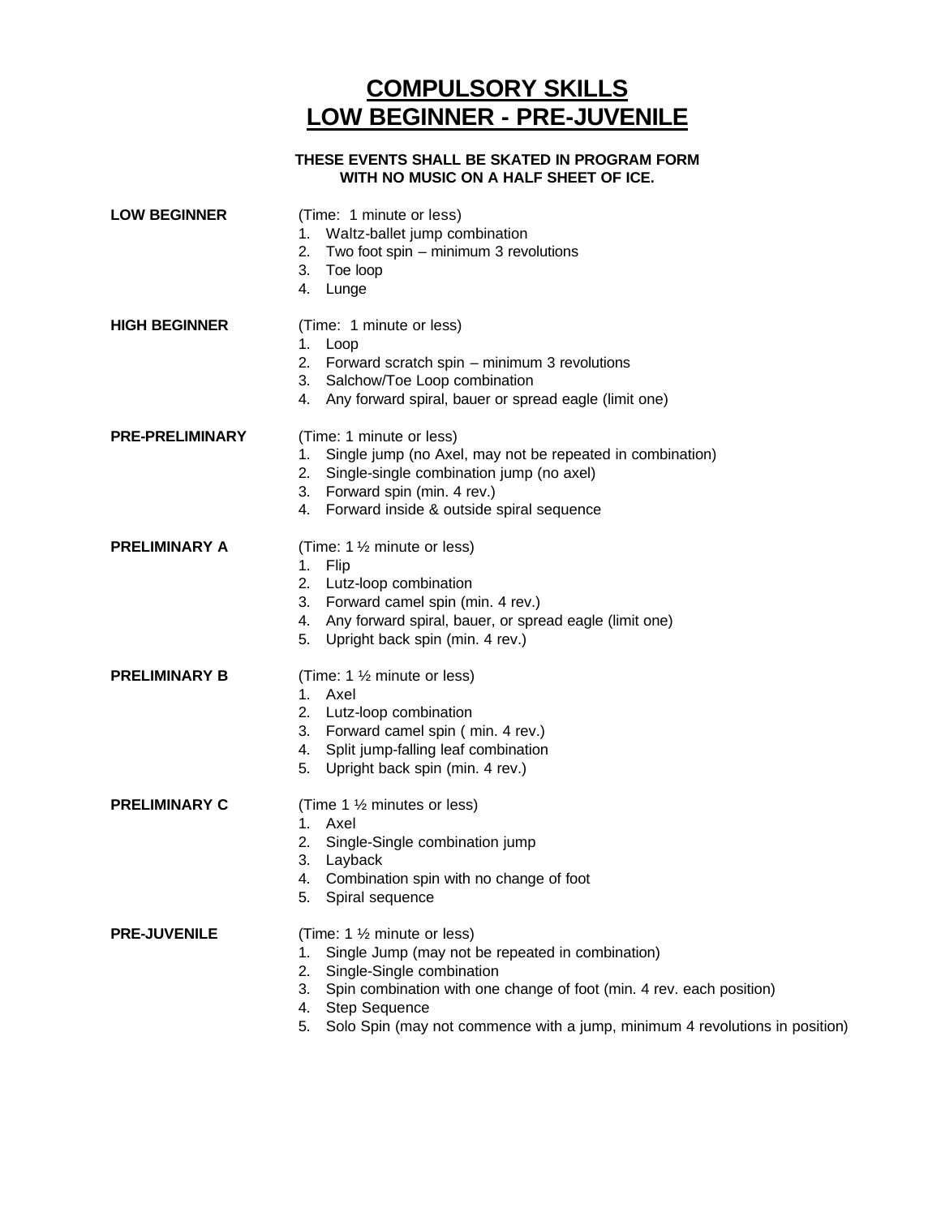# COMPULSORY SKILLS
# LOW BEGINNER - PRE-JUVENILE

**THESE EVENTS SHALL BE SKATED IN PROGRAM FORM WITH NO MUSIC ON A HALF SHEET OF ICE.**

**LOW BEGINNER**

(Time: 1 minute or less)

1. Waltz-ballet jump combination
2. Two foot spin – minimum 3 revolutions
3. Toe loop
4. Lunge

**HIGH BEGINNER**

(Time: 1 minute or less)

1. Loop
2. Forward scratch spin – minimum 3 revolutions
3. Salchow/Toe Loop combination
4. Any forward spiral, bauer or spread eagle (limit one)

**PRE-PRELIMINARY**

(Time: 1 minute or less)

1. Single jump (no Axel, may not be repeated in combination)
2. Single-single combination jump (no axel)
3. Forward spin (min. 4 rev.)
4. Forward inside & outside spiral sequence

**PRELIMINARY A**

(Time: 1 ½ minute or less)

1. Flip
2. Lutz-loop combination
3. Forward camel spin (min. 4 rev.)
4. Any forward spiral, bauer, or spread eagle (limit one)
5. Upright back spin (min. 4 rev.)

**PRELIMINARY B**

(Time: 1 ½ minute or less)

1. Axel
2. Lutz-loop combination
3. Forward camel spin ( min. 4 rev.)
4. Split jump-falling leaf combination
5. Upright back spin (min. 4 rev.)

**PRELIMINARY C**

(Time 1 ½ minutes or less)

1. Axel
2. Single-Single combination jump
3. Layback
4. Combination spin with no change of foot
5. Spiral sequence

**PRE-JUVENILE**

(Time: 1 ½ minute or less)

1. Single Jump (may not be repeated in combination)
2. Single-Single combination
3. Spin combination with one change of foot (min. 4 rev. each position)
4. Step Sequence
5. Solo Spin (may not commence with a jump, minimum 4 revolutions in position)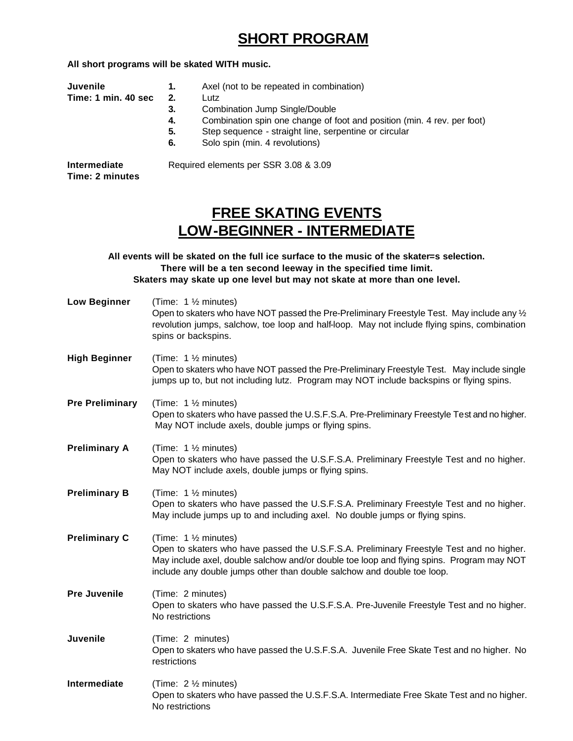# SHORT PROGRAM

**All short programs will be skated WITH music.**

**Juvenile**
**Time: 1 min. 40 sec**

1. Axel (not to be repeated in combination)
2. Lutz
3. Combination Jump Single/Double
4. Combination spin one change of foot and position (min. 4 rev. per foot)
5. Step sequence - straight line, serpentine or circular
6. Solo spin (min. 4 revolutions)

**Intermediate**
**Time: 2 minutes**

Required elements per SSR 3.08 & 3.09

# FREE SKATING EVENTS
# LOW-BEGINNER - INTERMEDIATE

**All events will be skated on the full ice surface to the music of the skater=s selection.**
**There will be a ten second leeway in the specified time limit.**
**Skaters may skate up one level but may not skate at more than one level.**

**Low Beginner** (Time: 1 ½ minutes)
Open to skaters who have NOT passed the Pre-Preliminary Freestyle Test. May include any ½ revolution jumps, salchow, toe loop and half-loop. May not include flying spins, combination spins or backspins.

**High Beginner** (Time: 1 ½ minutes)
Open to skaters who have NOT passed the Pre-Preliminary Freestyle Test. May include single jumps up to, but not including lutz. Program may NOT include backspins or flying spins.

**Pre Preliminary** (Time: 1 ½ minutes)
Open to skaters who have passed the U.S.F.S.A. Pre-Preliminary Freestyle Test and no higher. May NOT include axels, double jumps or flying spins.

**Preliminary A** (Time: 1 ½ minutes)
Open to skaters who have passed the U.S.F.S.A. Preliminary Freestyle Test and no higher. May NOT include axels, double jumps or flying spins.

**Preliminary B** (Time: 1 ½ minutes)
Open to skaters who have passed the U.S.F.S.A. Preliminary Freestyle Test and no higher. May include jumps up to and including axel. No double jumps or flying spins.

**Preliminary C** (Time: 1 ½ minutes)
Open to skaters who have passed the U.S.F.S.A. Preliminary Freestyle Test and no higher. May include axel, double salchow and/or double toe loop and flying spins. Program may NOT include any double jumps other than double salchow and double toe loop.

**Pre Juvenile** (Time: 2 minutes)
Open to skaters who have passed the U.S.F.S.A. Pre-Juvenile Freestyle Test and no higher. No restrictions

**Juvenile** (Time: 2 minutes)
Open to skaters who have passed the U.S.F.S.A. Juvenile Free Skate Test and no higher. No restrictions

**Intermediate** (Time: 2 ½ minutes)
Open to skaters who have passed the U.S.F.S.A. Intermediate Free Skate Test and no higher. No restrictions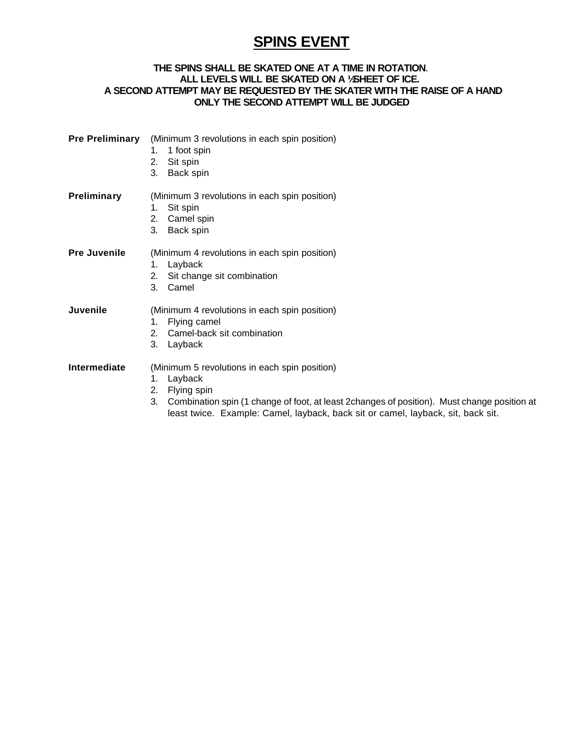# SPINS EVENT

**THE SPINS SHALL BE SKATED ONE AT A TIME IN ROTATION.**
**ALL LEVELS WILL BE SKATED ON A ½ SHEET OF ICE.**
**A SECOND ATTEMPT MAY BE REQUESTED BY THE SKATER WITH THE RAISE OF A HAND**
**ONLY THE SECOND ATTEMPT WILL BE JUDGED**

**Pre Preliminary** (Minimum 3 revolutions in each spin position)

1. 1 foot spin
2. Sit spin
3. Back spin

**Preliminary** (Minimum 3 revolutions in each spin position)

1. Sit spin
2. Camel spin
3. Back spin

**Pre Juvenile** (Minimum 4 revolutions in each spin position)

1. Layback
2. Sit change sit combination
3. Camel

**Juvenile** (Minimum 4 revolutions in each spin position)

1. Flying camel
2. Camel-back sit combination
3. Layback

**Intermediate** (Minimum 5 revolutions in each spin position)

1. Layback
2. Flying spin
3. Combination spin (1 change of foot, at least 2changes of position). Must change position at least twice. Example: Camel, layback, back sit or camel, layback, sit, back sit.